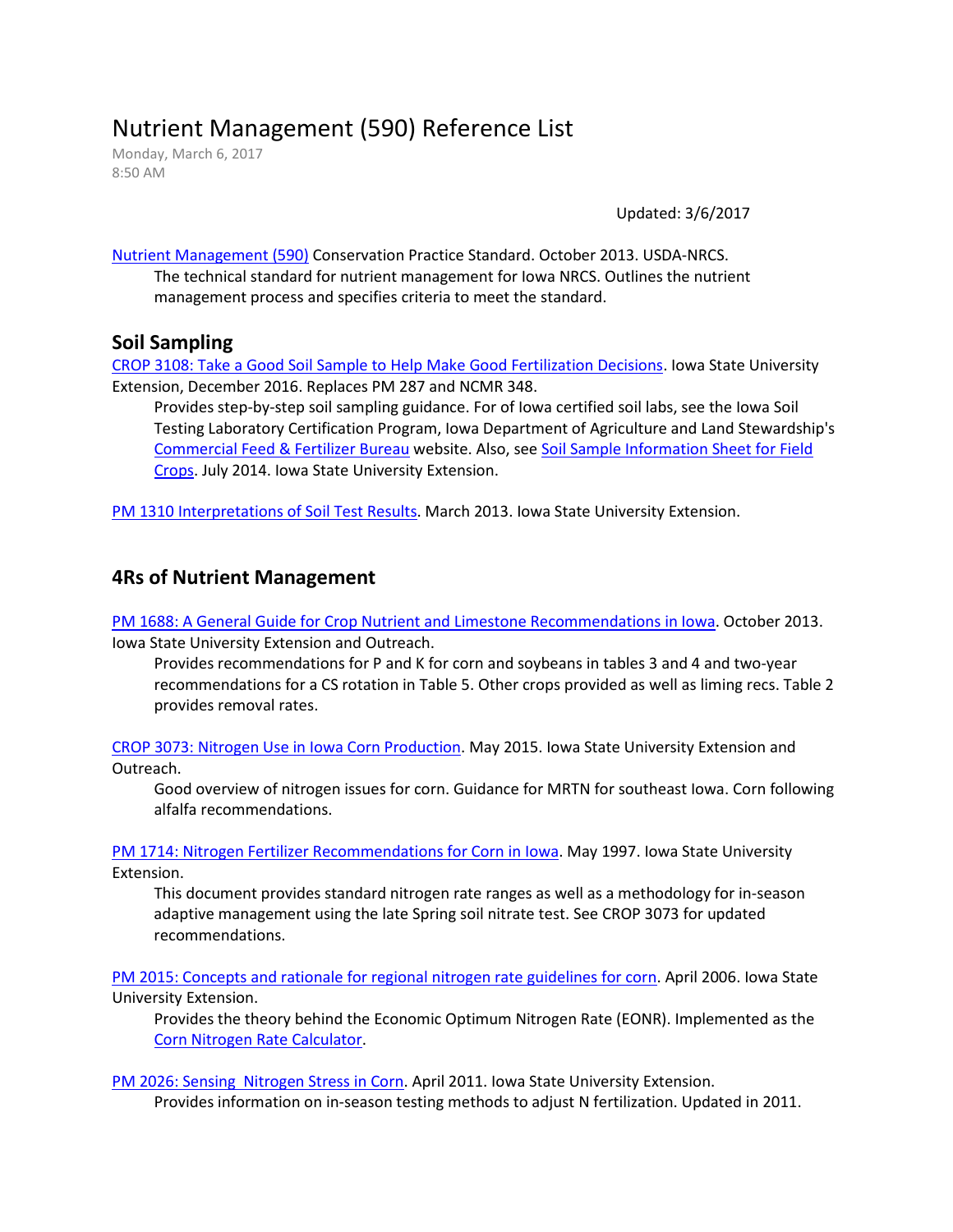# Nutrient Management (590) Reference List

Monday, March 6, 2017
8:50 AM

Updated: 3/6/2017

Nutrient Management (590) Conservation Practice Standard. October 2013. USDA-NRCS.
The technical standard for nutrient management for Iowa NRCS. Outlines the nutrient management process and specifies criteria to meet the standard.

## Soil Sampling

CROP 3108: Take a Good Soil Sample to Help Make Good Fertilization Decisions. Iowa State University Extension, December 2016. Replaces PM 287 and NCMR 348.
Provides step-by-step soil sampling guidance. For of Iowa certified soil labs, see the Iowa Soil Testing Laboratory Certification Program, Iowa Department of Agriculture and Land Stewardship's Commercial Feed & Fertilizer Bureau website. Also, see Soil Sample Information Sheet for Field Crops. July 2014. Iowa State University Extension.

PM 1310 Interpretations of Soil Test Results. March 2013. Iowa State University Extension.

## 4Rs of Nutrient Management

PM 1688: A General Guide for Crop Nutrient and Limestone Recommendations in Iowa. October 2013. Iowa State University Extension and Outreach.
Provides recommendations for P and K for corn and soybeans in tables 3 and 4 and two-year recommendations for a CS rotation in Table 5. Other crops provided as well as liming recs. Table 2 provides removal rates.

CROP 3073: Nitrogen Use in Iowa Corn Production. May 2015. Iowa State University Extension and Outreach.
Good overview of nitrogen issues for corn. Guidance for MRTN for southeast Iowa. Corn following alfalfa recommendations.

PM 1714: Nitrogen Fertilizer Recommendations for Corn in Iowa. May 1997. Iowa State University Extension.
This document provides standard nitrogen rate ranges as well as a methodology for in-season adaptive management using the late Spring soil nitrate test. See CROP 3073 for updated recommendations.

PM 2015: Concepts and rationale for regional nitrogen rate guidelines for corn. April 2006. Iowa State University Extension.
Provides the theory behind the Economic Optimum Nitrogen Rate (EONR). Implemented as the Corn Nitrogen Rate Calculator.

PM 2026: Sensing Nitrogen Stress in Corn. April 2011. Iowa State University Extension.
Provides information on in-season testing methods to adjust N fertilization. Updated in 2011.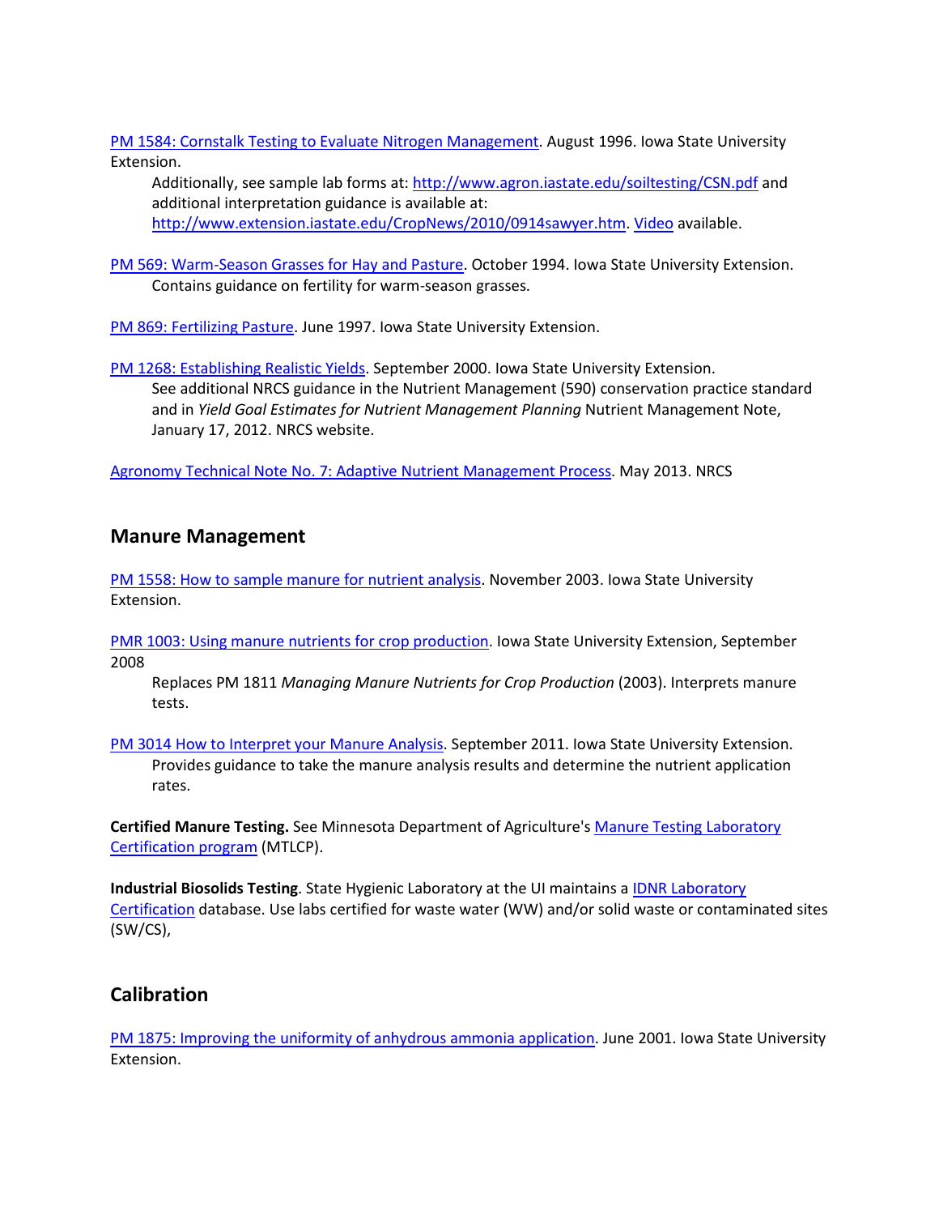PM 1584: Cornstalk Testing to Evaluate Nitrogen Management. August 1996. Iowa State University Extension.

Additionally, see sample lab forms at: http://www.agron.iastate.edu/soiltesting/CSN.pdf and additional interpretation guidance is available at: http://www.extension.iastate.edu/CropNews/2010/0914sawyer.htm. Video available.

PM 569: Warm-Season Grasses for Hay and Pasture. October 1994. Iowa State University Extension.

Contains guidance on fertility for warm-season grasses.

PM 869: Fertilizing Pasture. June 1997. Iowa State University Extension.

PM 1268: Establishing Realistic Yields. September 2000. Iowa State University Extension.

See additional NRCS guidance in the Nutrient Management (590) conservation practice standard and in *Yield Goal Estimates for Nutrient Management Planning* Nutrient Management Note, January 17, 2012. NRCS website.

Agronomy Technical Note No. 7: Adaptive Nutrient Management Process. May 2013. NRCS

## Manure Management

PM 1558: How to sample manure for nutrient analysis. November 2003. Iowa State University Extension.

PMR 1003: Using manure nutrients for crop production. Iowa State University Extension, September 2008

Replaces PM 1811 *Managing Manure Nutrients for Crop Production* (2003). Interprets manure tests.

PM 3014 How to Interpret your Manure Analysis. September 2011. Iowa State University Extension.

Provides guidance to take the manure analysis results and determine the nutrient application rates.

**Certified Manure Testing.** See Minnesota Department of Agriculture's Manure Testing Laboratory Certification program (MTLCP).

**Industrial Biosolids Testing**. State Hygienic Laboratory at the UI maintains a IDNR Laboratory Certification database. Use labs certified for waste water (WW) and/or solid waste or contaminated sites (SW/CS),

## Calibration

PM 1875: Improving the uniformity of anhydrous ammonia application. June 2001. Iowa State University Extension.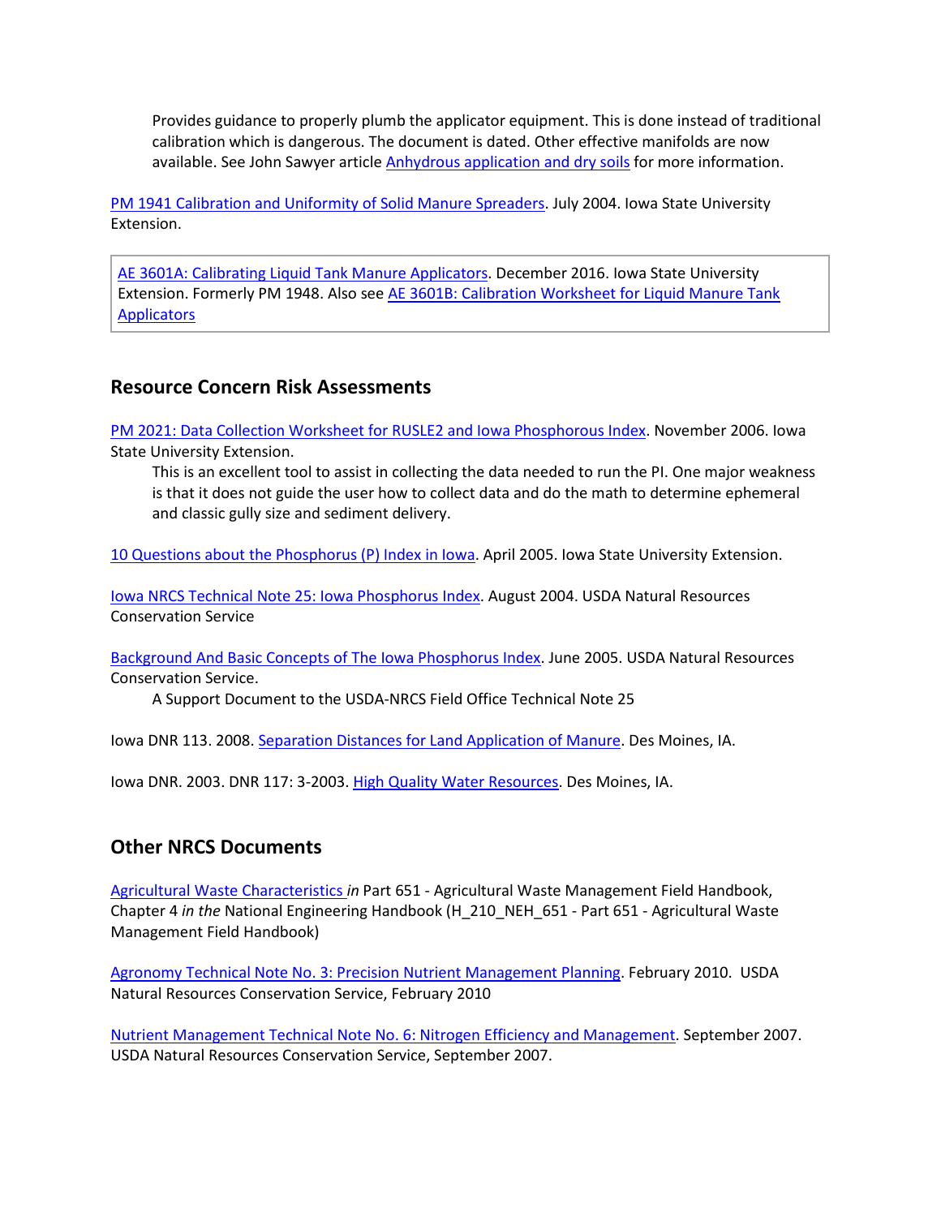Provides guidance to properly plumb the applicator equipment. This is done instead of traditional calibration which is dangerous. The document is dated. Other effective manifolds are now available. See John Sawyer article Anhydrous application and dry soils for more information.

PM 1941 Calibration and Uniformity of Solid Manure Spreaders. July 2004. Iowa State University Extension.

AE 3601A: Calibrating Liquid Tank Manure Applicators. December 2016. Iowa State University Extension. Formerly PM 1948. Also see AE 3601B: Calibration Worksheet for Liquid Manure Tank Applicators

## Resource Concern Risk Assessments

PM 2021: Data Collection Worksheet for RUSLE2 and Iowa Phosphorous Index. November 2006. Iowa State University Extension.

This is an excellent tool to assist in collecting the data needed to run the PI. One major weakness is that it does not guide the user how to collect data and do the math to determine ephemeral and classic gully size and sediment delivery.

10 Questions about the Phosphorus (P) Index in Iowa. April 2005. Iowa State University Extension.

Iowa NRCS Technical Note 25: Iowa Phosphorus Index. August 2004. USDA Natural Resources Conservation Service

Background And Basic Concepts of The Iowa Phosphorus Index. June 2005. USDA Natural Resources Conservation Service.

A Support Document to the USDA-NRCS Field Office Technical Note 25

Iowa DNR 113. 2008. Separation Distances for Land Application of Manure. Des Moines, IA.

Iowa DNR. 2003. DNR 117: 3-2003. High Quality Water Resources. Des Moines, IA.

## Other NRCS Documents

Agricultural Waste Characteristics *in* Part 651 - Agricultural Waste Management Field Handbook, Chapter 4 *in the* National Engineering Handbook (H_210_NEH_651 - Part 651 - Agricultural Waste Management Field Handbook)

Agronomy Technical Note No. 3: Precision Nutrient Management Planning. February 2010. USDA Natural Resources Conservation Service, February 2010

Nutrient Management Technical Note No. 6: Nitrogen Efficiency and Management. September 2007. USDA Natural Resources Conservation Service, September 2007.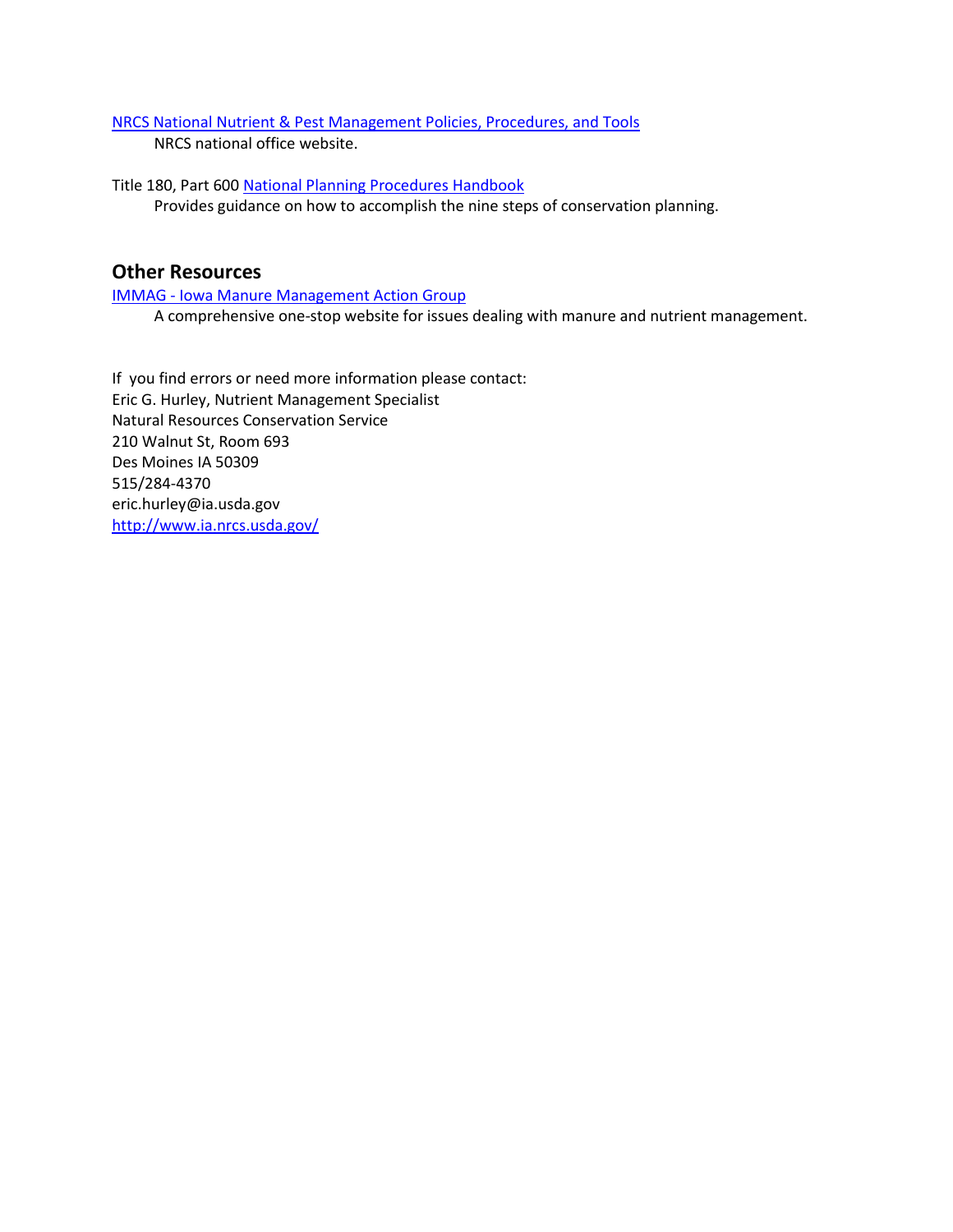[NRCS National Nutrient & Pest Management Policies, Procedures, and Tools]
NRCS national office website.

Title 180, Part 600 [National Planning Procedures Handbook]
Provides guidance on how to accomplish the nine steps of conservation planning.

## Other Resources

[IMMAG - Iowa Manure Management Action Group]
A comprehensive one-stop website for issues dealing with manure and nutrient management.

If you find errors or need more information please contact:
Eric G. Hurley, Nutrient Management Specialist
Natural Resources Conservation Service
210 Walnut St, Room 693
Des Moines IA 50309
515/284-4370
eric.hurley@ia.usda.gov
http://www.ia.nrcs.usda.gov/